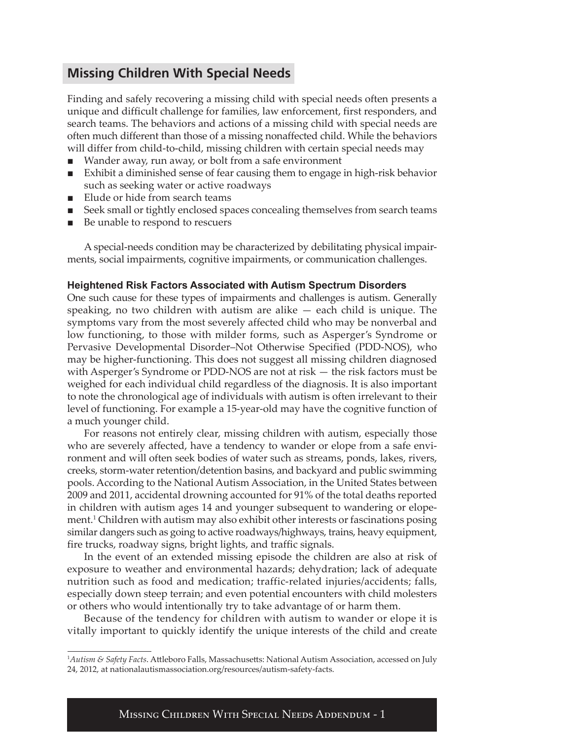## Missing Children With Special Needs

Finding and safely recovering a missing child with special needs often presents a unique and difficult challenge for families, law enforcement, first responders, and search teams. The behaviors and actions of a missing child with special needs are often much different than those of a missing nonaffected child. While the behaviors will differ from child-to-child, missing children with certain special needs may

- Wander away, run away, or bolt from a safe environment
- Exhibit a diminished sense of fear causing them to engage in high-risk behavior such as seeking water or active roadways
- Elude or hide from search teams
- Seek small or tightly enclosed spaces concealing themselves from search teams
- Be unable to respond to rescuers

A special-needs condition may be characterized by debilitating physical impairments, social impairments, cognitive impairments, or communication challenges.

### Heightened Risk Factors Associated with Autism Spectrum Disorders

One such cause for these types of impairments and challenges is autism. Generally speaking, no two children with autism are alike — each child is unique. The symptoms vary from the most severely affected child who may be nonverbal and low functioning, to those with milder forms, such as Asperger's Syndrome or Pervasive Developmental Disorder–Not Otherwise Specified (PDD-NOS), who may be higher-functioning. This does not suggest all missing children diagnosed with Asperger's Syndrome or PDD-NOS are not at risk — the risk factors must be weighed for each individual child regardless of the diagnosis. It is also important to note the chronological age of individuals with autism is often irrelevant to their level of functioning. For example a 15-year-old may have the cognitive function of a much younger child.

For reasons not entirely clear, missing children with autism, especially those who are severely affected, have a tendency to wander or elope from a safe environment and will often seek bodies of water such as streams, ponds, lakes, rivers, creeks, storm-water retention/detention basins, and backyard and public swimming pools. According to the National Autism Association, in the United States between 2009 and 2011, accidental drowning accounted for 91% of the total deaths reported in children with autism ages 14 and younger subsequent to wandering or elopement.[1] Children with autism may also exhibit other interests or fascinations posing similar dangers such as going to active roadways/highways, trains, heavy equipment, fire trucks, roadway signs, bright lights, and traffic signals.

In the event of an extended missing episode the children are also at risk of exposure to weather and environmental hazards; dehydration; lack of adequate nutrition such as food and medication; traffic-related injuries/accidents; falls, especially down steep terrain; and even potential encounters with child molesters or others who would intentionally try to take advantage of or harm them.

Because of the tendency for children with autism to wander or elope it is vitally important to quickly identify the unique interests of the child and create

[1] *Autism & Safety Facts*. Attleboro Falls, Massachusetts: National Autism Association, accessed on July 24, 2012, at nationalautismassociation.org/resources/autism-safety-facts.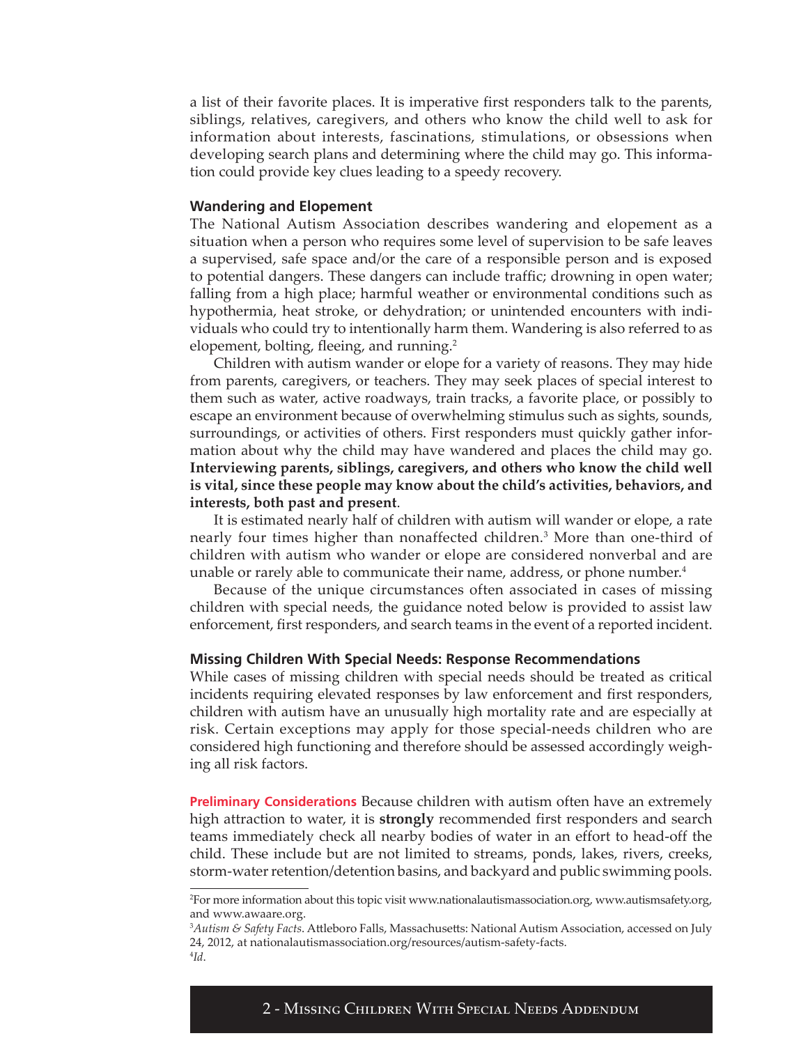a list of their favorite places. It is imperative first responders talk to the parents, siblings, relatives, caregivers, and others who know the child well to ask for information about interests, fascinations, stimulations, or obsessions when developing search plans and determining where the child may go. This information could provide key clues leading to a speedy recovery.

### Wandering and Elopement

The National Autism Association describes wandering and elopement as a situation when a person who requires some level of supervision to be safe leaves a supervised, safe space and/or the care of a responsible person and is exposed to potential dangers. These dangers can include traffic; drowning in open water; falling from a high place; harmful weather or environmental conditions such as hypothermia, heat stroke, or dehydration; or unintended encounters with individuals who could try to intentionally harm them. Wandering is also referred to as elopement, bolting, fleeing, and running.[2]

Children with autism wander or elope for a variety of reasons. They may hide from parents, caregivers, or teachers. They may seek places of special interest to them such as water, active roadways, train tracks, a favorite place, or possibly to escape an environment because of overwhelming stimulus such as sights, sounds, surroundings, or activities of others. First responders must quickly gather information about why the child may have wandered and places the child may go. **Interviewing parents, siblings, caregivers, and others who know the child well is vital, since these people may know about the child's activities, behaviors, and interests, both past and present**.

It is estimated nearly half of children with autism will wander or elope, a rate nearly four times higher than nonaffected children.[3] More than one-third of children with autism who wander or elope are considered nonverbal and are unable or rarely able to communicate their name, address, or phone number.[4]

Because of the unique circumstances often associated in cases of missing children with special needs, the guidance noted below is provided to assist law enforcement, first responders, and search teams in the event of a reported incident.

### Missing Children With Special Needs: Response Recommendations

While cases of missing children with special needs should be treated as critical incidents requiring elevated responses by law enforcement and first responders, children with autism have an unusually high mortality rate and are especially at risk. Certain exceptions may apply for those special-needs children who are considered high functioning and therefore should be assessed accordingly weighing all risk factors.

**Preliminary Considerations** Because children with autism often have an extremely high attraction to water, it is **strongly** recommended first responders and search teams immediately check all nearby bodies of water in an effort to head-off the child. These include but are not limited to streams, ponds, lakes, rivers, creeks, storm-water retention/detention basins, and backyard and public swimming pools.

---

[2]For more information about this topic visit www.nationalautismassociation.org, www.autismsafety.org, and www.awaare.org.

[3]*Autism & Safety Facts*. Attleboro Falls, Massachusetts: National Autism Association, accessed on July 24, 2012, at nationalautismassociation.org/resources/autism-safety-facts.

[4]*Id*.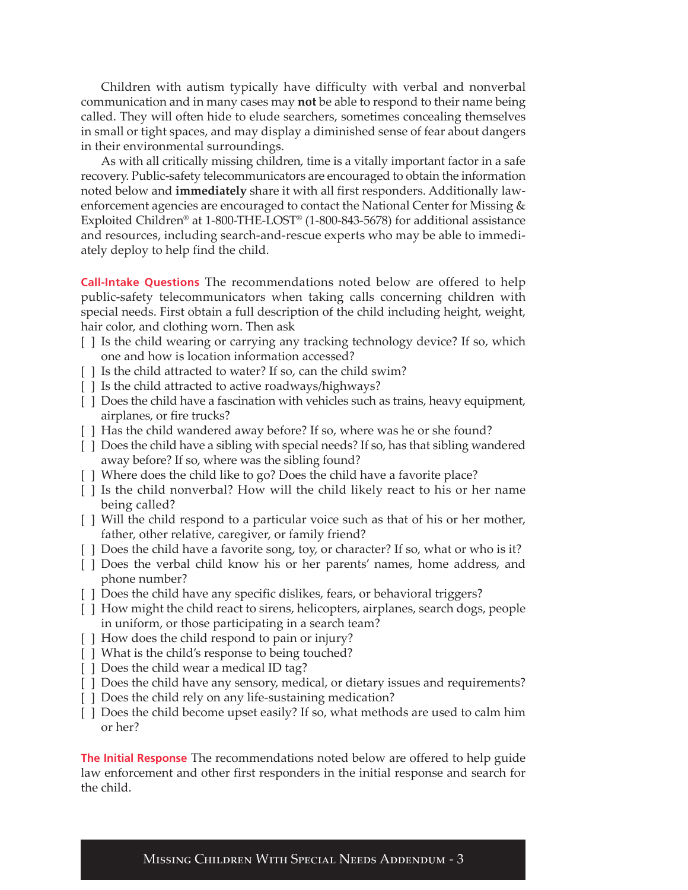Children with autism typically have difficulty with verbal and nonverbal communication and in many cases may **not** be able to respond to their name being called. They will often hide to elude searchers, sometimes concealing themselves in small or tight spaces, and may display a diminished sense of fear about dangers in their environmental surroundings.

As with all critically missing children, time is a vitally important factor in a safe recovery. Public-safety telecommunicators are encouraged to obtain the information noted below and **immediately** share it with all first responders. Additionally law-enforcement agencies are encouraged to contact the National Center for Missing & Exploited Children® at 1-800-THE-LOST® (1-800-843-5678) for additional assistance and resources, including search-and-rescue experts who may be able to immediately deploy to help find the child.

**Call-Intake Questions** The recommendations noted below are offered to help public-safety telecommunicators when taking calls concerning children with special needs. First obtain a full description of the child including height, weight, hair color, and clothing worn. Then ask

- [ ] Is the child wearing or carrying any tracking technology device? If so, which one and how is location information accessed?
- [ ] Is the child attracted to water? If so, can the child swim?
- [ ] Is the child attracted to active roadways/highways?
- [ ] Does the child have a fascination with vehicles such as trains, heavy equipment, airplanes, or fire trucks?
- [ ] Has the child wandered away before? If so, where was he or she found?
- [ ] Does the child have a sibling with special needs? If so, has that sibling wandered away before? If so, where was the sibling found?
- [ ] Where does the child like to go? Does the child have a favorite place?
- [ ] Is the child nonverbal? How will the child likely react to his or her name being called?
- [ ] Will the child respond to a particular voice such as that of his or her mother, father, other relative, caregiver, or family friend?
- [ ] Does the child have a favorite song, toy, or character? If so, what or who is it?
- [ ] Does the verbal child know his or her parents' names, home address, and phone number?
- [ ] Does the child have any specific dislikes, fears, or behavioral triggers?
- [ ] How might the child react to sirens, helicopters, airplanes, search dogs, people in uniform, or those participating in a search team?
- [ ] How does the child respond to pain or injury?
- [ ] What is the child's response to being touched?
- [ ] Does the child wear a medical ID tag?
- [ ] Does the child have any sensory, medical, or dietary issues and requirements?
- [ ] Does the child rely on any life-sustaining medication?
- [ ] Does the child become upset easily? If so, what methods are used to calm him or her?

**The Initial Response** The recommendations noted below are offered to help guide law enforcement and other first responders in the initial response and search for the child.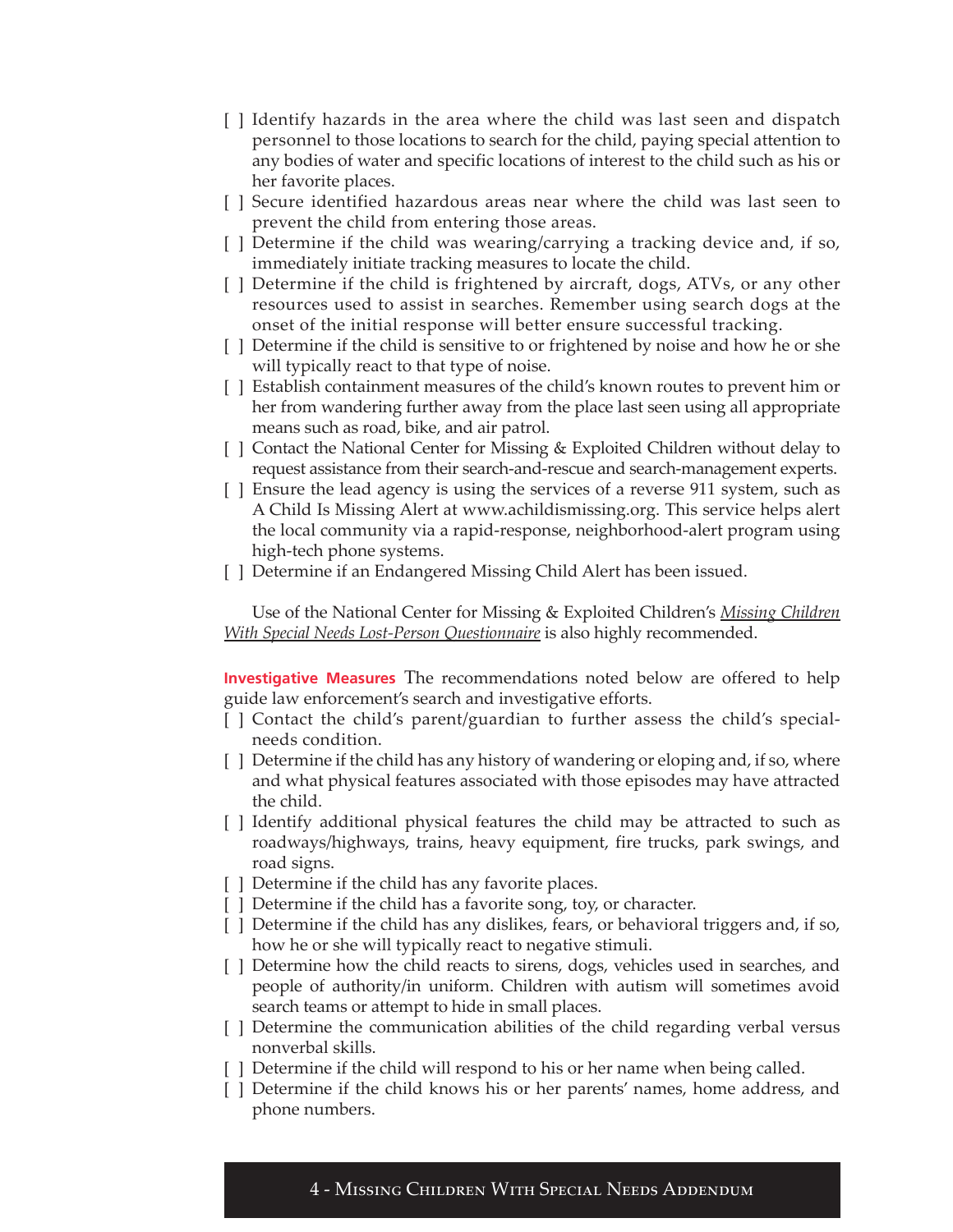[ ] Identify hazards in the area where the child was last seen and dispatch personnel to those locations to search for the child, paying special attention to any bodies of water and specific locations of interest to the child such as his or her favorite places.

[ ] Secure identified hazardous areas near where the child was last seen to prevent the child from entering those areas.

[ ] Determine if the child was wearing/carrying a tracking device and, if so, immediately initiate tracking measures to locate the child.

[ ] Determine if the child is frightened by aircraft, dogs, ATVs, or any other resources used to assist in searches. Remember using search dogs at the onset of the initial response will better ensure successful tracking.

[ ] Determine if the child is sensitive to or frightened by noise and how he or she will typically react to that type of noise.

[ ] Establish containment measures of the child's known routes to prevent him or her from wandering further away from the place last seen using all appropriate means such as road, bike, and air patrol.

[ ] Contact the National Center for Missing & Exploited Children without delay to request assistance from their search-and-rescue and search-management experts.

[ ] Ensure the lead agency is using the services of a reverse 911 system, such as A Child Is Missing Alert at www.achildismissing.org. This service helps alert the local community via a rapid-response, neighborhood-alert program using high-tech phone systems.

[ ] Determine if an Endangered Missing Child Alert has been issued.

Use of the National Center for Missing & Exploited Children's *Missing Children With Special Needs Lost-Person Questionnaire* is also highly recommended.

**Investigative Measures** The recommendations noted below are offered to help guide law enforcement's search and investigative efforts.

[ ] Contact the child's parent/guardian to further assess the child's special-needs condition.

[ ] Determine if the child has any history of wandering or eloping and, if so, where and what physical features associated with those episodes may have attracted the child.

[ ] Identify additional physical features the child may be attracted to such as roadways/highways, trains, heavy equipment, fire trucks, park swings, and road signs.

[ ] Determine if the child has any favorite places.

[ ] Determine if the child has a favorite song, toy, or character.

[ ] Determine if the child has any dislikes, fears, or behavioral triggers and, if so, how he or she will typically react to negative stimuli.

[ ] Determine how the child reacts to sirens, dogs, vehicles used in searches, and people of authority/in uniform. Children with autism will sometimes avoid search teams or attempt to hide in small places.

[ ] Determine the communication abilities of the child regarding verbal versus nonverbal skills.

[ ] Determine if the child will respond to his or her name when being called.

[ ] Determine if the child knows his or her parents' names, home address, and phone numbers.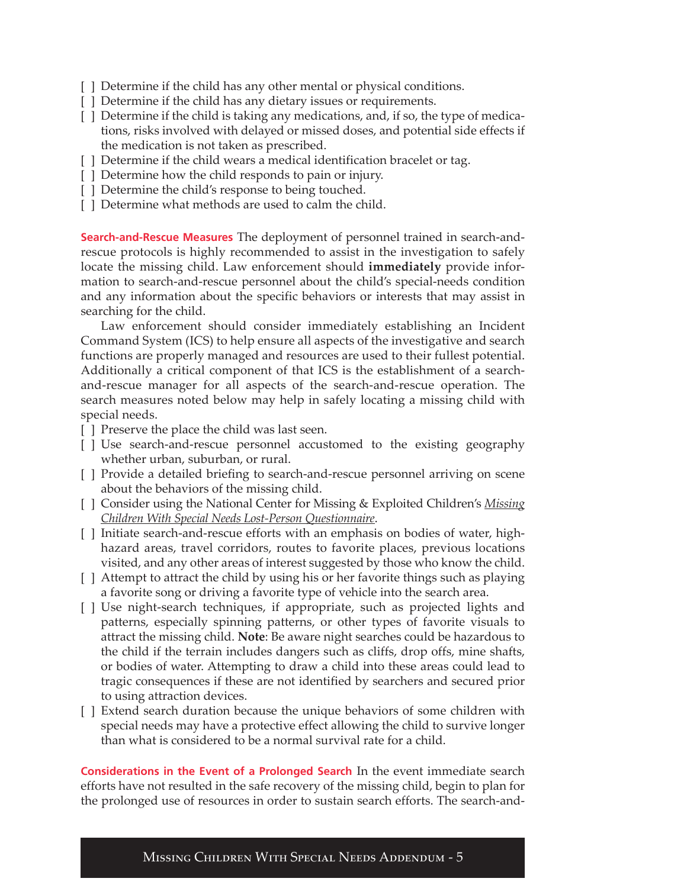[ ] Determine if the child has any other mental or physical conditions.
[ ] Determine if the child has any dietary issues or requirements.
[ ] Determine if the child is taking any medications, and, if so, the type of medications, risks involved with delayed or missed doses, and potential side effects if the medication is not taken as prescribed.
[ ] Determine if the child wears a medical identification bracelet or tag.
[ ] Determine how the child responds to pain or injury.
[ ] Determine the child's response to being touched.
[ ] Determine what methods are used to calm the child.

**Search-and-Rescue Measures** The deployment of personnel trained in search-and-rescue protocols is highly recommended to assist in the investigation to safely locate the missing child. Law enforcement should **immediately** provide information to search-and-rescue personnel about the child's special-needs condition and any information about the specific behaviors or interests that may assist in searching for the child.

Law enforcement should consider immediately establishing an Incident Command System (ICS) to help ensure all aspects of the investigative and search functions are properly managed and resources are used to their fullest potential. Additionally a critical component of that ICS is the establishment of a search-and-rescue manager for all aspects of the search-and-rescue operation. The search measures noted below may help in safely locating a missing child with special needs.

[ ] Preserve the place the child was last seen.
[ ] Use search-and-rescue personnel accustomed to the existing geography whether urban, suburban, or rural.
[ ] Provide a detailed briefing to search-and-rescue personnel arriving on scene about the behaviors of the missing child.
[ ] Consider using the National Center for Missing & Exploited Children's *Missing Children With Special Needs Lost-Person Questionnaire*.
[ ] Initiate search-and-rescue efforts with an emphasis on bodies of water, high-hazard areas, travel corridors, routes to favorite places, previous locations visited, and any other areas of interest suggested by those who know the child.
[ ] Attempt to attract the child by using his or her favorite things such as playing a favorite song or driving a favorite type of vehicle into the search area.
[ ] Use night-search techniques, if appropriate, such as projected lights and patterns, especially spinning patterns, or other types of favorite visuals to attract the missing child. **Note**: Be aware night searches could be hazardous to the child if the terrain includes dangers such as cliffs, drop offs, mine shafts, or bodies of water. Attempting to draw a child into these areas could lead to tragic consequences if these are not identified by searchers and secured prior to using attraction devices.
[ ] Extend search duration because the unique behaviors of some children with special needs may have a protective effect allowing the child to survive longer than what is considered to be a normal survival rate for a child.

**Considerations in the Event of a Prolonged Search** In the event immediate search efforts have not resulted in the safe recovery of the missing child, begin to plan for the prolonged use of resources in order to sustain search efforts. The search-and-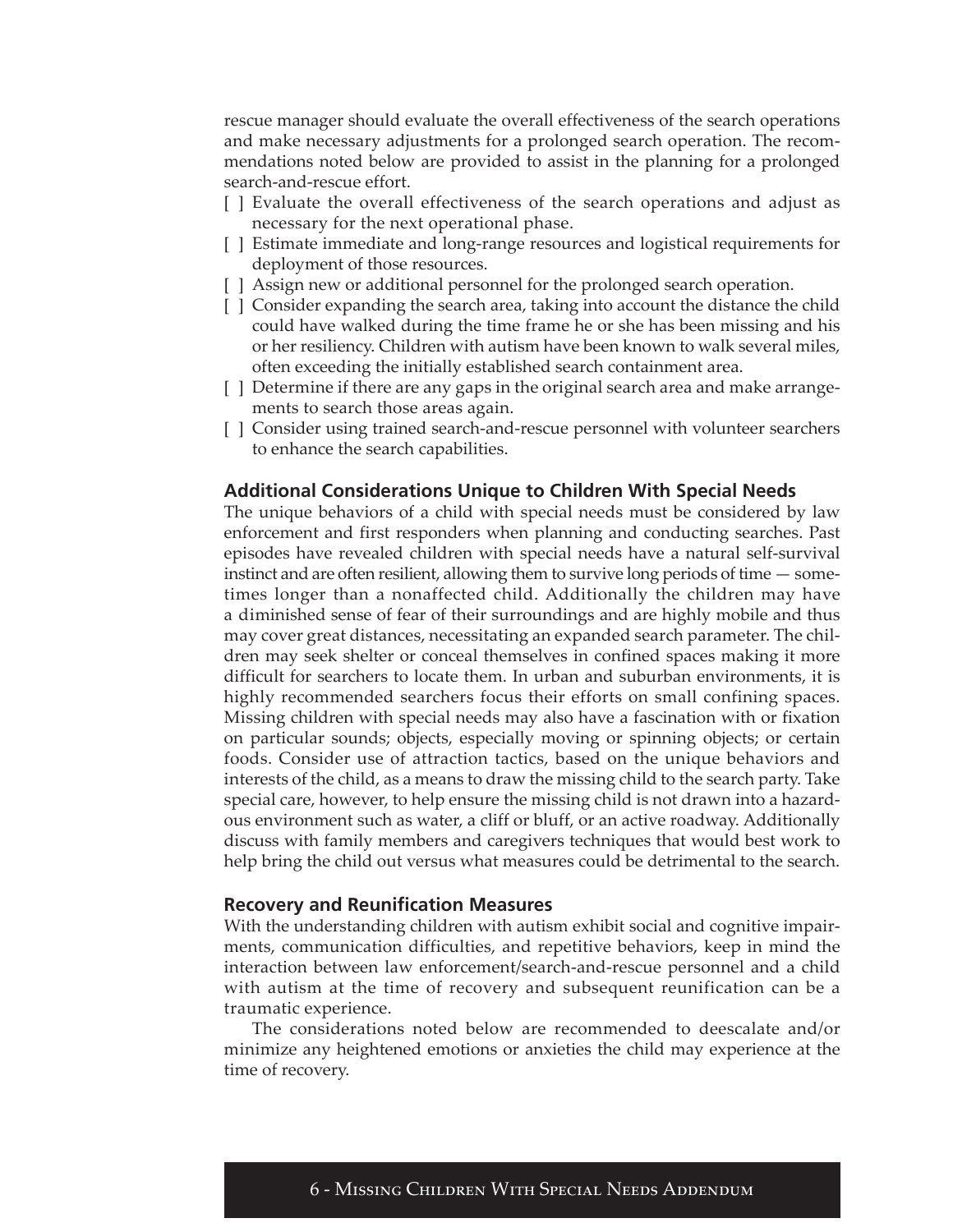rescue manager should evaluate the overall effectiveness of the search operations and make necessary adjustments for a prolonged search operation. The recommendations noted below are provided to assist in the planning for a prolonged search-and-rescue effort.

[ ] Evaluate the overall effectiveness of the search operations and adjust as necessary for the next operational phase.
[ ] Estimate immediate and long-range resources and logistical requirements for deployment of those resources.
[ ] Assign new or additional personnel for the prolonged search operation.
[ ] Consider expanding the search area, taking into account the distance the child could have walked during the time frame he or she has been missing and his or her resiliency. Children with autism have been known to walk several miles, often exceeding the initially established search containment area.
[ ] Determine if there are any gaps in the original search area and make arrangements to search those areas again.
[ ] Consider using trained search-and-rescue personnel with volunteer searchers to enhance the search capabilities.

### Additional Considerations Unique to Children With Special Needs

The unique behaviors of a child with special needs must be considered by law enforcement and first responders when planning and conducting searches. Past episodes have revealed children with special needs have a natural self-survival instinct and are often resilient, allowing them to survive long periods of time — sometimes longer than a nonaffected child. Additionally the children may have a diminished sense of fear of their surroundings and are highly mobile and thus may cover great distances, necessitating an expanded search parameter. The children may seek shelter or conceal themselves in confined spaces making it more difficult for searchers to locate them. In urban and suburban environments, it is highly recommended searchers focus their efforts on small confining spaces. Missing children with special needs may also have a fascination with or fixation on particular sounds; objects, especially moving or spinning objects; or certain foods. Consider use of attraction tactics, based on the unique behaviors and interests of the child, as a means to draw the missing child to the search party. Take special care, however, to help ensure the missing child is not drawn into a hazardous environment such as water, a cliff or bluff, or an active roadway. Additionally discuss with family members and caregivers techniques that would best work to help bring the child out versus what measures could be detrimental to the search.

### Recovery and Reunification Measures

With the understanding children with autism exhibit social and cognitive impairments, communication difficulties, and repetitive behaviors, keep in mind the interaction between law enforcement/search-and-rescue personnel and a child with autism at the time of recovery and subsequent reunification can be a traumatic experience.

The considerations noted below are recommended to deescalate and/or minimize any heightened emotions or anxieties the child may experience at the time of recovery.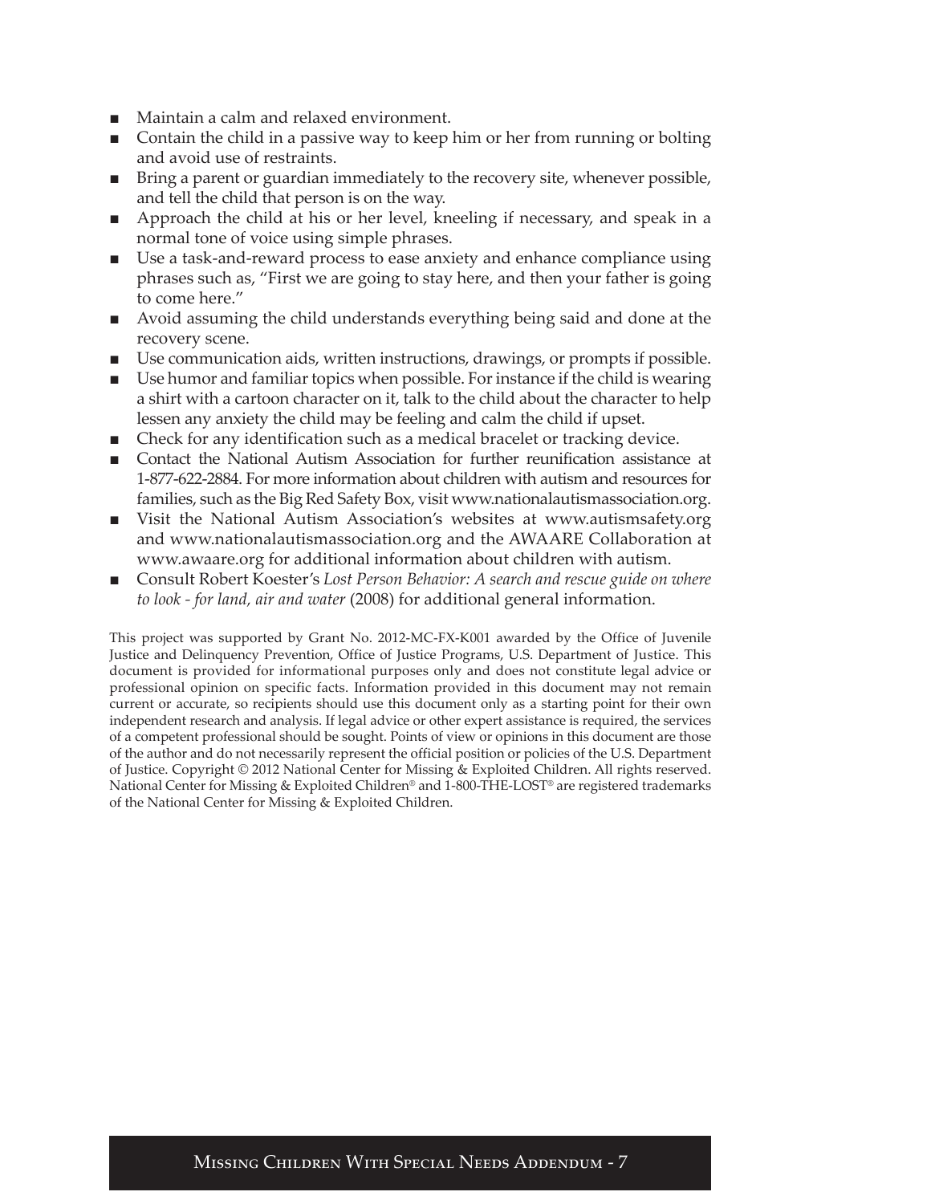- Maintain a calm and relaxed environment.
- Contain the child in a passive way to keep him or her from running or bolting and avoid use of restraints.
- Bring a parent or guardian immediately to the recovery site, whenever possible, and tell the child that person is on the way.
- Approach the child at his or her level, kneeling if necessary, and speak in a normal tone of voice using simple phrases.
- Use a task-and-reward process to ease anxiety and enhance compliance using phrases such as, "First we are going to stay here, and then your father is going to come here."
- Avoid assuming the child understands everything being said and done at the recovery scene.
- Use communication aids, written instructions, drawings, or prompts if possible.
- Use humor and familiar topics when possible. For instance if the child is wearing a shirt with a cartoon character on it, talk to the child about the character to help lessen any anxiety the child may be feeling and calm the child if upset.
- Check for any identification such as a medical bracelet or tracking device.
- Contact the National Autism Association for further reunification assistance at 1-877-622-2884. For more information about children with autism and resources for families, such as the Big Red Safety Box, visit www.nationalautismassociation.org.
- Visit the National Autism Association's websites at www.autismsafety.org and www.nationalautismassociation.org and the AWAARE Collaboration at www.awaare.org for additional information about children with autism.
- Consult Robert Koester's *Lost Person Behavior: A search and rescue guide on where to look - for land, air and water* (2008) for additional general information.

This project was supported by Grant No. 2012-MC-FX-K001 awarded by the Office of Juvenile Justice and Delinquency Prevention, Office of Justice Programs, U.S. Department of Justice. This document is provided for informational purposes only and does not constitute legal advice or professional opinion on specific facts. Information provided in this document may not remain current or accurate, so recipients should use this document only as a starting point for their own independent research and analysis. If legal advice or other expert assistance is required, the services of a competent professional should be sought. Points of view or opinions in this document are those of the author and do not necessarily represent the official position or policies of the U.S. Department of Justice. Copyright © 2012 National Center for Missing & Exploited Children. All rights reserved. National Center for Missing & Exploited Children® and 1-800-THE-LOST® are registered trademarks of the National Center for Missing & Exploited Children.